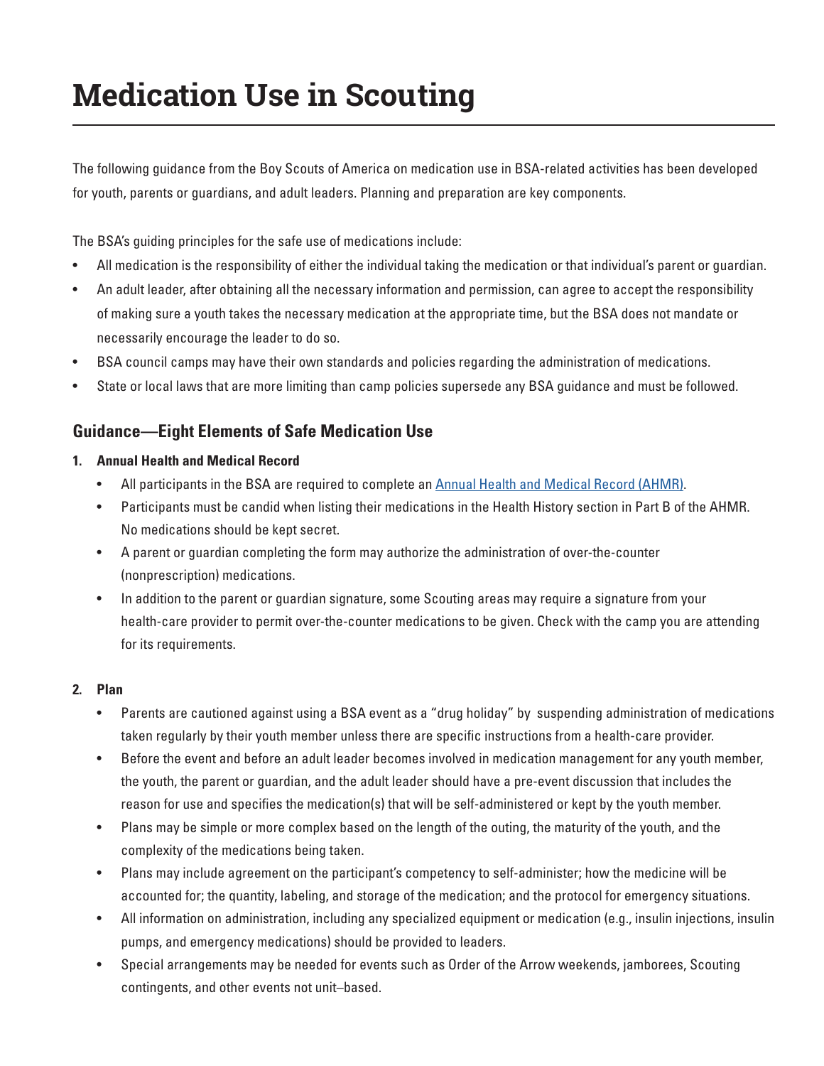# Medication Use in Scouting

The following guidance from the Boy Scouts of America on medication use in BSA-related activities has been developed for youth, parents or guardians, and adult leaders. Planning and preparation are key components.

The BSA's guiding principles for the safe use of medications include:

- All medication is the responsibility of either the individual taking the medication or that individual's parent or guardian.
- An adult leader, after obtaining all the necessary information and permission, can agree to accept the responsibility of making sure a youth takes the necessary medication at the appropriate time, but the BSA does not mandate or necessarily encourage the leader to do so.
- BSA council camps may have their own standards and policies regarding the administration of medications.
- State or local laws that are more limiting than camp policies supersede any BSA guidance and must be followed.

## Guidance—Eight Elements of Safe Medication Use

1. **Annual Health and Medical Record**
   - All participants in the BSA are required to complete an Annual Health and Medical Record (AHMR).
   - Participants must be candid when listing their medications in the Health History section in Part B of the AHMR. No medications should be kept secret.
   - A parent or guardian completing the form may authorize the administration of over-the-counter (nonprescription) medications.
   - In addition to the parent or guardian signature, some Scouting areas may require a signature from your health-care provider to permit over-the-counter medications to be given. Check with the camp you are attending for its requirements.

2. **Plan**
   - Parents are cautioned against using a BSA event as a "drug holiday" by suspending administration of medications taken regularly by their youth member unless there are specific instructions from a health-care provider.
   - Before the event and before an adult leader becomes involved in medication management for any youth member, the youth, the parent or guardian, and the adult leader should have a pre-event discussion that includes the reason for use and specifies the medication(s) that will be self-administered or kept by the youth member.
   - Plans may be simple or more complex based on the length of the outing, the maturity of the youth, and the complexity of the medications being taken.
   - Plans may include agreement on the participant's competency to self-administer; how the medicine will be accounted for; the quantity, labeling, and storage of the medication; and the protocol for emergency situations.
   - All information on administration, including any specialized equipment or medication (e.g., insulin injections, insulin pumps, and emergency medications) should be provided to leaders.
   - Special arrangements may be needed for events such as Order of the Arrow weekends, jamborees, Scouting contingents, and other events not unit–based.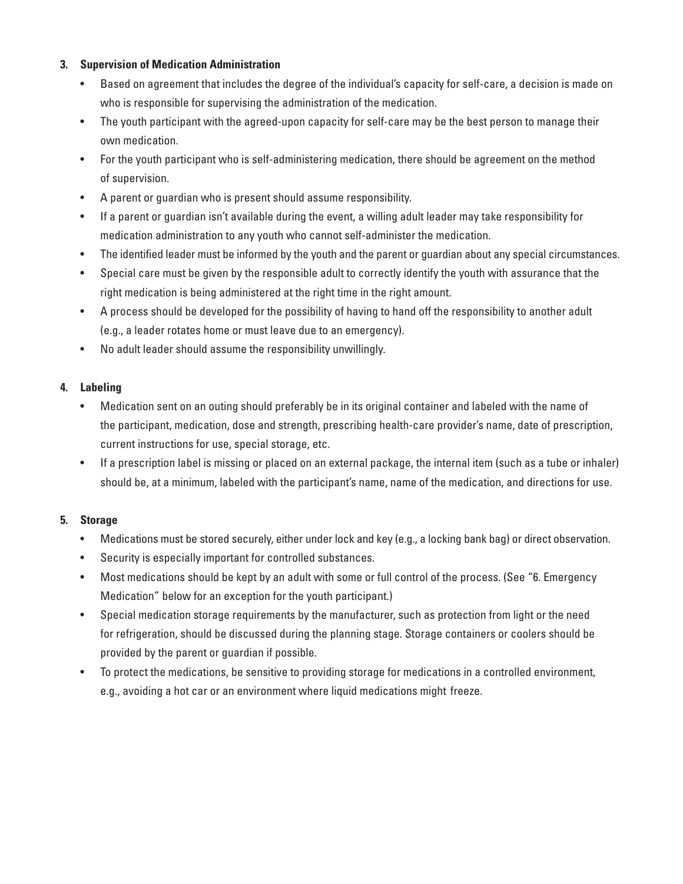3. **Supervision of Medication Administration**
   - Based on agreement that includes the degree of the individual's capacity for self-care, a decision is made on who is responsible for supervising the administration of the medication.
   - The youth participant with the agreed-upon capacity for self-care may be the best person to manage their own medication.
   - For the youth participant who is self-administering medication, there should be agreement on the method of supervision.
   - A parent or guardian who is present should assume responsibility.
   - If a parent or guardian isn't available during the event, a willing adult leader may take responsibility for medication administration to any youth who cannot self-administer the medication.
   - The identified leader must be informed by the youth and the parent or guardian about any special circumstances.
   - Special care must be given by the responsible adult to correctly identify the youth with assurance that the right medication is being administered at the right time in the right amount.
   - A process should be developed for the possibility of having to hand off the responsibility to another adult (e.g., a leader rotates home or must leave due to an emergency).
   - No adult leader should assume the responsibility unwillingly.

4. **Labeling**
   - Medication sent on an outing should preferably be in its original container and labeled with the name of the participant, medication, dose and strength, prescribing health-care provider's name, date of prescription, current instructions for use, special storage, etc.
   - If a prescription label is missing or placed on an external package, the internal item (such as a tube or inhaler) should be, at a minimum, labeled with the participant's name, name of the medication, and directions for use.

5. **Storage**
   - Medications must be stored securely, either under lock and key (e.g., a locking bank bag) or direct observation.
   - Security is especially important for controlled substances.
   - Most medications should be kept by an adult with some or full control of the process. (See "6. Emergency Medication" below for an exception for the youth participant.)
   - Special medication storage requirements by the manufacturer, such as protection from light or the need for refrigeration, should be discussed during the planning stage. Storage containers or coolers should be provided by the parent or guardian if possible.
   - To protect the medications, be sensitive to providing storage for medications in a controlled environment, e.g., avoiding a hot car or an environment where liquid medications might freeze.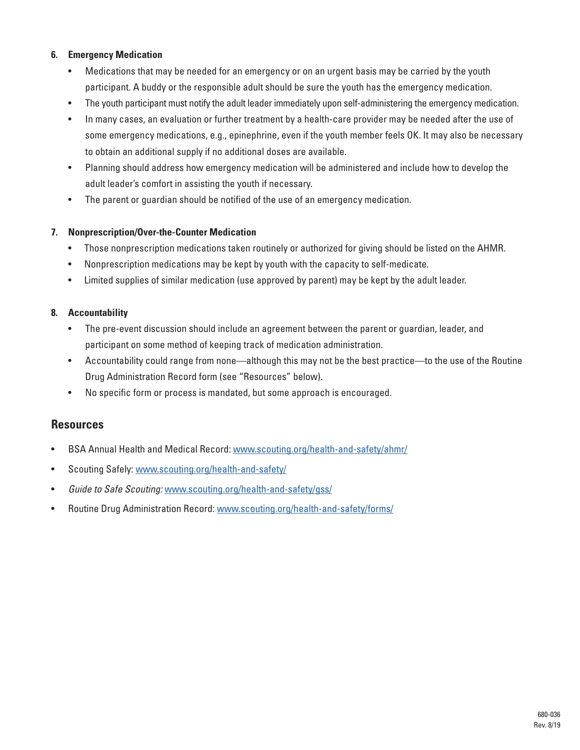6. **Emergency Medication**
   - Medications that may be needed for an emergency or on an urgent basis may be carried by the youth participant. A buddy or the responsible adult should be sure the youth has the emergency medication.
   - The youth participant must notify the adult leader immediately upon self-administering the emergency medication.
   - In many cases, an evaluation or further treatment by a health-care provider may be needed after the use of some emergency medications, e.g., epinephrine, even if the youth member feels OK. It may also be necessary to obtain an additional supply if no additional doses are available.
   - Planning should address how emergency medication will be administered and include how to develop the adult leader's comfort in assisting the youth if necessary.
   - The parent or guardian should be notified of the use of an emergency medication.

7. **Nonprescription/Over-the-Counter Medication**
   - Those nonprescription medications taken routinely or authorized for giving should be listed on the AHMR.
   - Nonprescription medications may be kept by youth with the capacity to self-medicate.
   - Limited supplies of similar medication (use approved by parent) may be kept by the adult leader.

8. **Accountability**
   - The pre-event discussion should include an agreement between the parent or guardian, leader, and participant on some method of keeping track of medication administration.
   - Accountability could range from none—although this may not be the best practice—to the use of the Routine Drug Administration Record form (see "Resources" below).
   - No specific form or process is mandated, but some approach is encouraged.

## Resources

- BSA Annual Health and Medical Record: www.scouting.org/health-and-safety/ahmr/
- Scouting Safely: www.scouting.org/health-and-safety/
- *Guide to Safe Scouting:* www.scouting.org/health-and-safety/gss/
- Routine Drug Administration Record: www.scouting.org/health-and-safety/forms/

680-036
Rev. 8/19